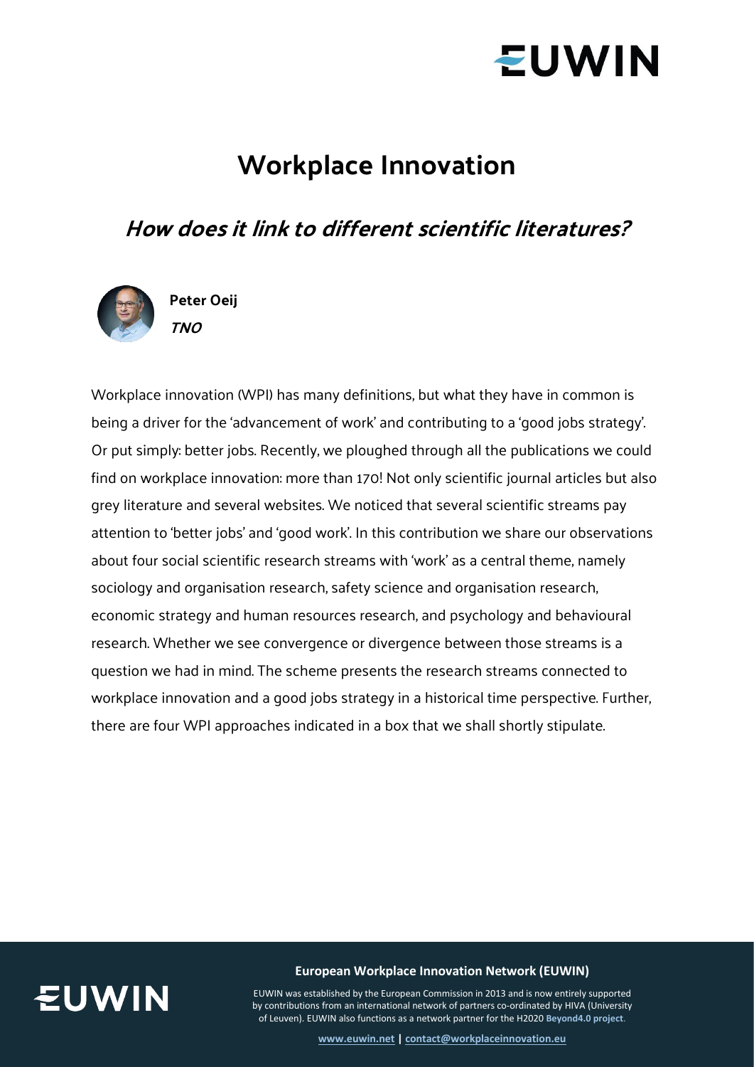# Workplace Innovation

## *How does it link to different scientific literatures?*

**Peter Oeij**
***TNO***

Workplace innovation (WPI) has many definitions, but what they have in common is being a driver for the 'advancement of work' and contributing to a 'good jobs strategy'. Or put simply: better jobs. Recently, we ploughed through all the publications we could find on workplace innovation: more than 170! Not only scientific journal articles but also grey literature and several websites. We noticed that several scientific streams pay attention to 'better jobs' and 'good work'. In this contribution we share our observations about four social scientific research streams with 'work' as a central theme, namely sociology and organisation research, safety science and organisation research, economic strategy and human resources research, and psychology and behavioural research. Whether we see convergence or divergence between those streams is a question we had in mind. The scheme presents the research streams connected to workplace innovation and a good jobs strategy in a historical time perspective. Further, there are four WPI approaches indicated in a box that we shall shortly stipulate.

**European Workplace Innovation Network (EUWIN)**

EUWIN was established by the European Commission in 2013 and is now entirely supported by contributions from an international network of partners co-ordinated by HIVA (University of Leuven). EUWIN also functions as a network partner for the H2020 **Beyond4.0 project**.

**www.euwin.net** | **contact@workplaceinnovation.eu**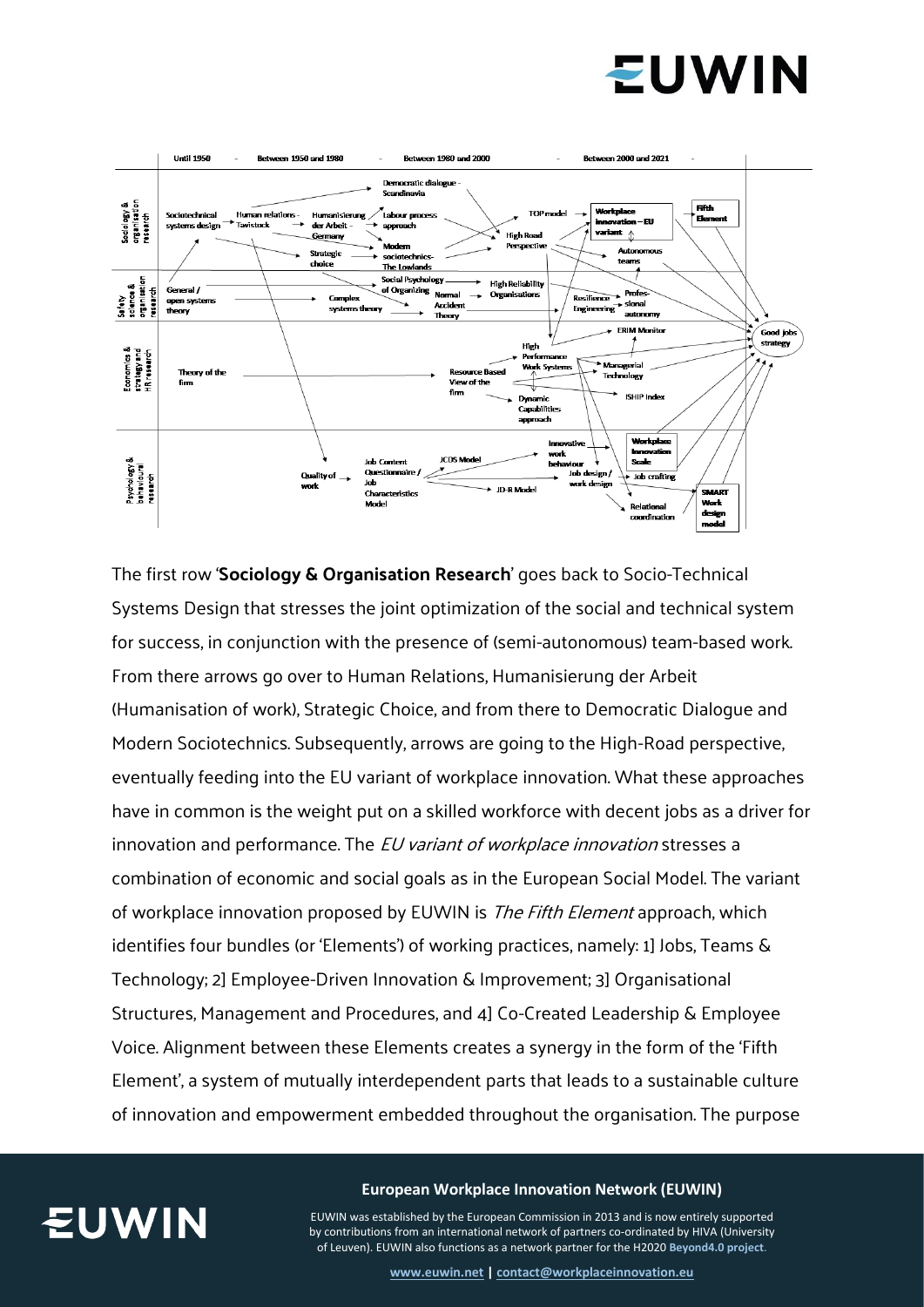The first row '**Sociology & Organisation Research**' goes back to Socio-Technical Systems Design that stresses the joint optimization of the social and technical system for success, in conjunction with the presence of (semi-autonomous) team-based work. From there arrows go over to Human Relations, Humanisierung der Arbeit (Humanisation of work), Strategic Choice, and from there to Democratic Dialogue and Modern Sociotechnics. Subsequently, arrows are going to the High-Road perspective, eventually feeding into the EU variant of workplace innovation. What these approaches have in common is the weight put on a skilled workforce with decent jobs as a driver for innovation and performance. The *EU variant of workplace innovation* stresses a combination of economic and social goals as in the European Social Model. The variant of workplace innovation proposed by EUWIN is *The Fifth Element* approach, which identifies four bundles (or 'Elements') of working practices, namely: 1] Jobs, Teams & Technology; 2] Employee-Driven Innovation & Improvement; 3] Organisational Structures, Management and Procedures, and 4] Co-Created Leadership & Employee Voice. Alignment between these Elements creates a synergy in the form of the 'Fifth Element', a system of mutually interdependent parts that leads to a sustainable culture of innovation and empowerment embedded throughout the organisation. The purpose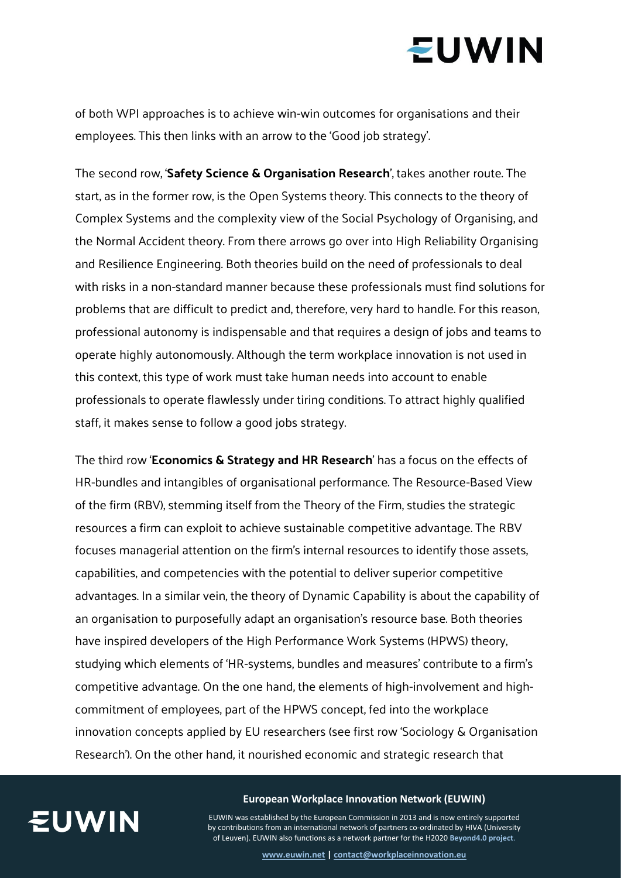of both WPI approaches is to achieve win-win outcomes for organisations and their employees. This then links with an arrow to the 'Good job strategy'.

The second row, '**Safety Science & Organisation Research**', takes another route. The start, as in the former row, is the Open Systems theory. This connects to the theory of Complex Systems and the complexity view of the Social Psychology of Organising, and the Normal Accident theory. From there arrows go over into High Reliability Organising and Resilience Engineering. Both theories build on the need of professionals to deal with risks in a non-standard manner because these professionals must find solutions for problems that are difficult to predict and, therefore, very hard to handle. For this reason, professional autonomy is indispensable and that requires a design of jobs and teams to operate highly autonomously. Although the term workplace innovation is not used in this context, this type of work must take human needs into account to enable professionals to operate flawlessly under tiring conditions. To attract highly qualified staff, it makes sense to follow a good jobs strategy.

The third row '**Economics & Strategy and HR Research**' has a focus on the effects of HR-bundles and intangibles of organisational performance. The Resource-Based View of the firm (RBV), stemming itself from the Theory of the Firm, studies the strategic resources a firm can exploit to achieve sustainable competitive advantage. The RBV focuses managerial attention on the firm's internal resources to identify those assets, capabilities, and competencies with the potential to deliver superior competitive advantages. In a similar vein, the theory of Dynamic Capability is about the capability of an organisation to purposefully adapt an organisation's resource base. Both theories have inspired developers of the High Performance Work Systems (HPWS) theory, studying which elements of 'HR-systems, bundles and measures' contribute to a firm's competitive advantage. On the one hand, the elements of high-involvement and high-commitment of employees, part of the HPWS concept, fed into the workplace innovation concepts applied by EU researchers (see first row 'Sociology & Organisation Research'). On the other hand, it nourished economic and strategic research that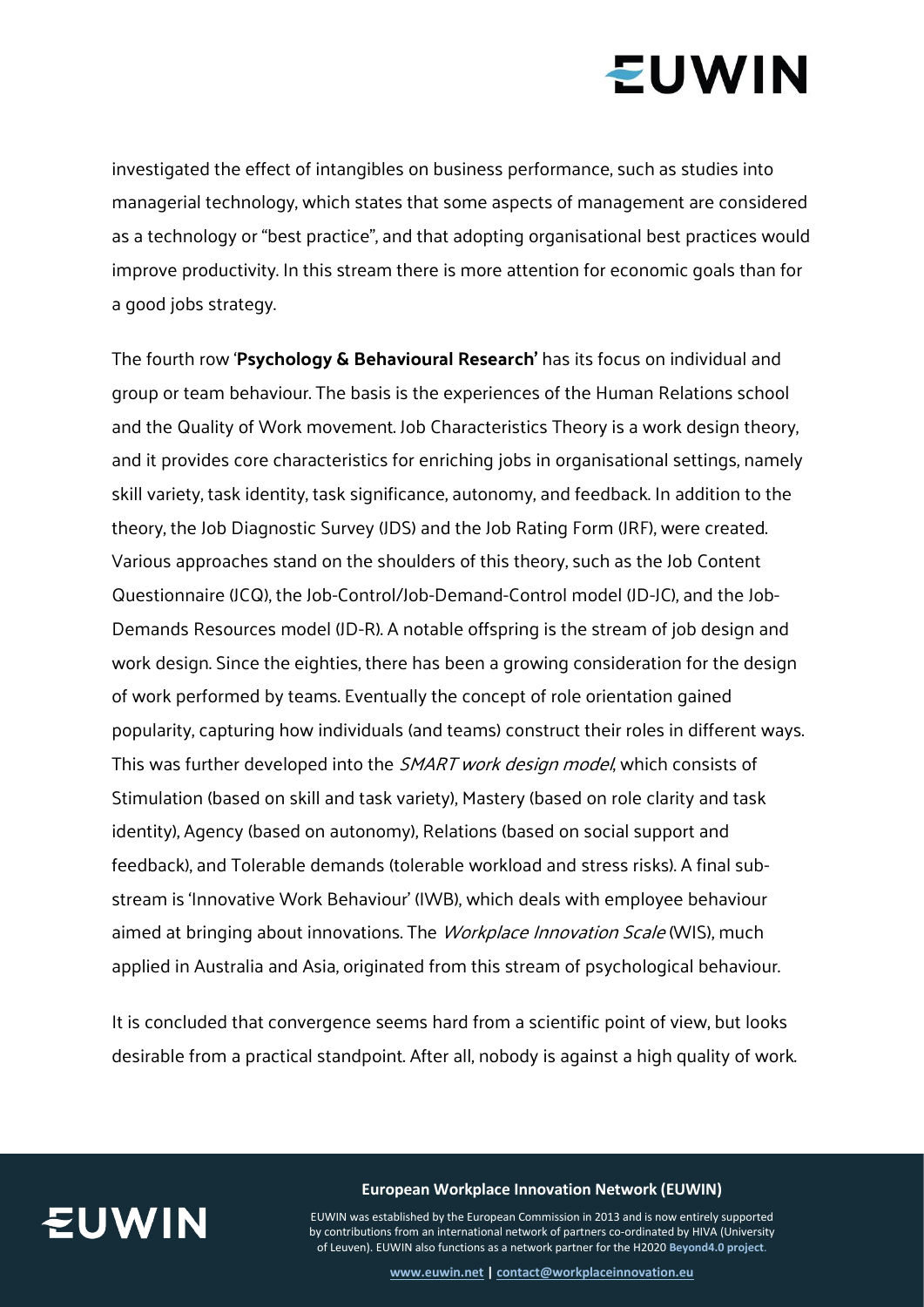investigated the effect of intangibles on business performance, such as studies into managerial technology, which states that some aspects of management are considered as a technology or "best practice", and that adopting organisational best practices would improve productivity. In this stream there is more attention for economic goals than for a good jobs strategy.

The fourth row '**Psychology & Behavioural Research'** has its focus on individual and group or team behaviour. The basis is the experiences of the Human Relations school and the Quality of Work movement. Job Characteristics Theory is a work design theory, and it provides core characteristics for enriching jobs in organisational settings, namely skill variety, task identity, task significance, autonomy, and feedback. In addition to the theory, the Job Diagnostic Survey (JDS) and the Job Rating Form (JRF), were created. Various approaches stand on the shoulders of this theory, such as the Job Content Questionnaire (JCQ), the Job-Control/Job-Demand-Control model (JD-JC), and the Job-Demands Resources model (JD-R). A notable offspring is the stream of job design and work design. Since the eighties, there has been a growing consideration for the design of work performed by teams. Eventually the concept of role orientation gained popularity, capturing how individuals (and teams) construct their roles in different ways. This was further developed into the *SMART work design model*, which consists of Stimulation (based on skill and task variety), Mastery (based on role clarity and task identity), Agency (based on autonomy), Relations (based on social support and feedback), and Tolerable demands (tolerable workload and stress risks). A final sub-stream is 'Innovative Work Behaviour' (IWB), which deals with employee behaviour aimed at bringing about innovations. The *Workplace Innovation Scale* (WIS), much applied in Australia and Asia, originated from this stream of psychological behaviour.

It is concluded that convergence seems hard from a scientific point of view, but looks desirable from a practical standpoint. After all, nobody is against a high quality of work.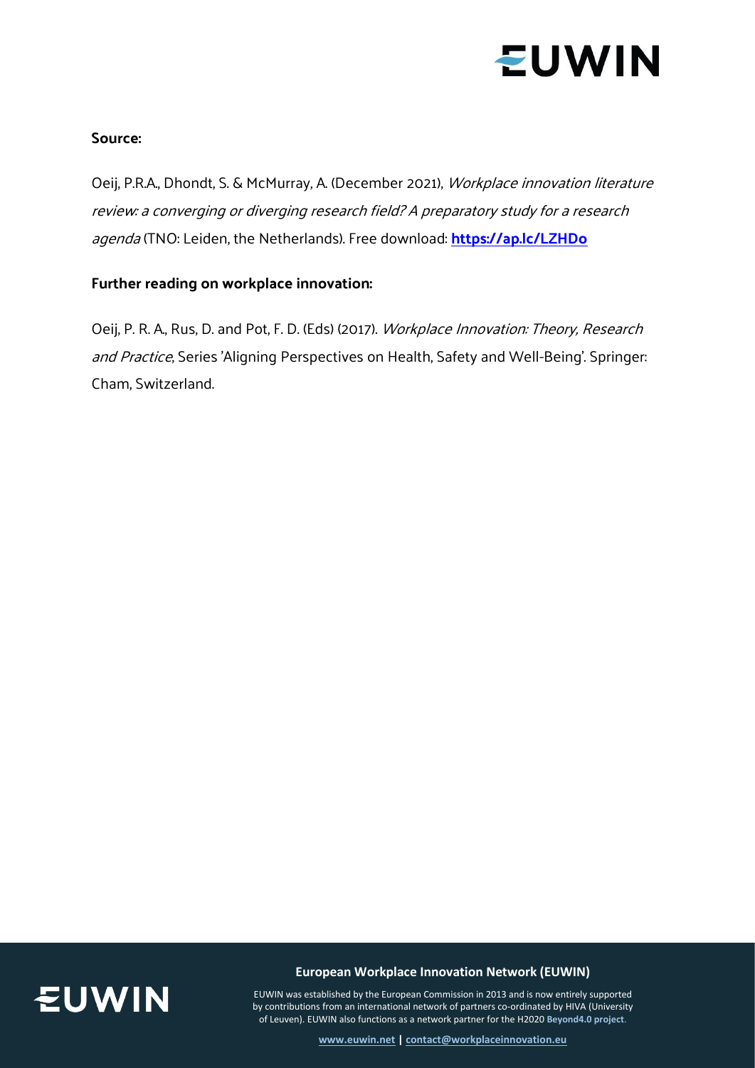**Source:**

Oeij, P.R.A., Dhondt, S. & McMurray, A. (December 2021), *Workplace innovation literature review: a converging or diverging research field? A preparatory study for a research agenda* (TNO: Leiden, the Netherlands). Free download: **https://ap.lc/LZHDo**

**Further reading on workplace innovation:**

Oeij, P. R. A., Rus, D. and Pot, F. D. (Eds) (2017). *Workplace Innovation: Theory, Research and Practice*, Series 'Aligning Perspectives on Health, Safety and Well-Being'. Springer: Cham, Switzerland.

**European Workplace Innovation Network (EUWIN)**

EUWIN was established by the European Commission in 2013 and is now entirely supported by contributions from an international network of partners co-ordinated by HIVA (University of Leuven). EUWIN also functions as a network partner for the H2020 **Beyond4.0 project**.

**www.euwin.net** | **contact@workplaceinnovation.eu**